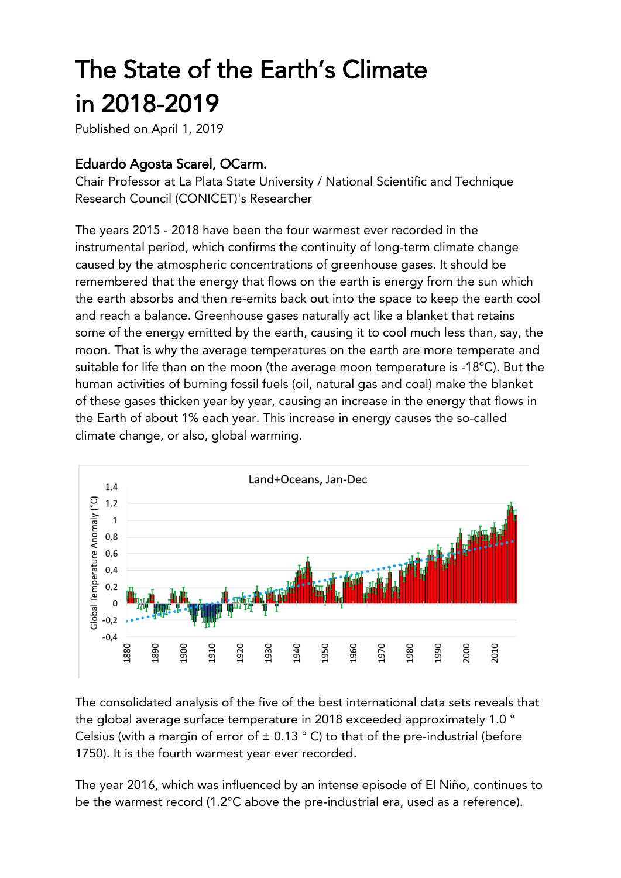# The State of the Earth's Climate in 2018-2019

Published on April 1, 2019

## Eduardo Agosta Scarel, OCarm.

Chair Professor at La Plata State University / National Scientific and Technique Research Council (CONICET)'s Researcher

The years 2015 - 2018 have been the four warmest ever recorded in the instrumental period, which confirms the continuity of long-term climate change caused by the atmospheric concentrations of greenhouse gases. It should be remembered that the energy that flows on the earth is energy from the sun which the earth absorbs and then re-emits back out into the space to keep the earth cool and reach a balance. Greenhouse gases naturally act like a blanket that retains some of the energy emitted by the earth, causing it to cool much less than, say, the moon. That is why the average temperatures on the earth are more temperate and suitable for life than on the moon (the average moon temperature is -18°C). But the human activities of burning fossil fuels (oil, natural gas and coal) make the blanket of these gases thicken year by year, causing an increase in the energy that flows in the Earth of about 1% each year. This increase in energy causes the so-called climate change, or also, global warming.

Land+Oceans, Jan-Dec

Global Temperature Anomaly (°C)

1,4
1,2
1
0,8
0,6
0,4
0,2
0
-0,2
-0,4

1880 1890 1900 1910 1920 1930 1940 1950 1960 1970 1980 1990 2000 2010

The consolidated analysis of the five of the best international data sets reveals that the global average surface temperature in 2018 exceeded approximately 1.0 ° Celsius (with a margin of error of ± 0.13 ° C) to that of the pre-industrial (before 1750). It is the fourth warmest year ever recorded.

The year 2016, which was influenced by an intense episode of El Niño, continues to be the warmest record (1.2°C above the pre-industrial era, used as a reference).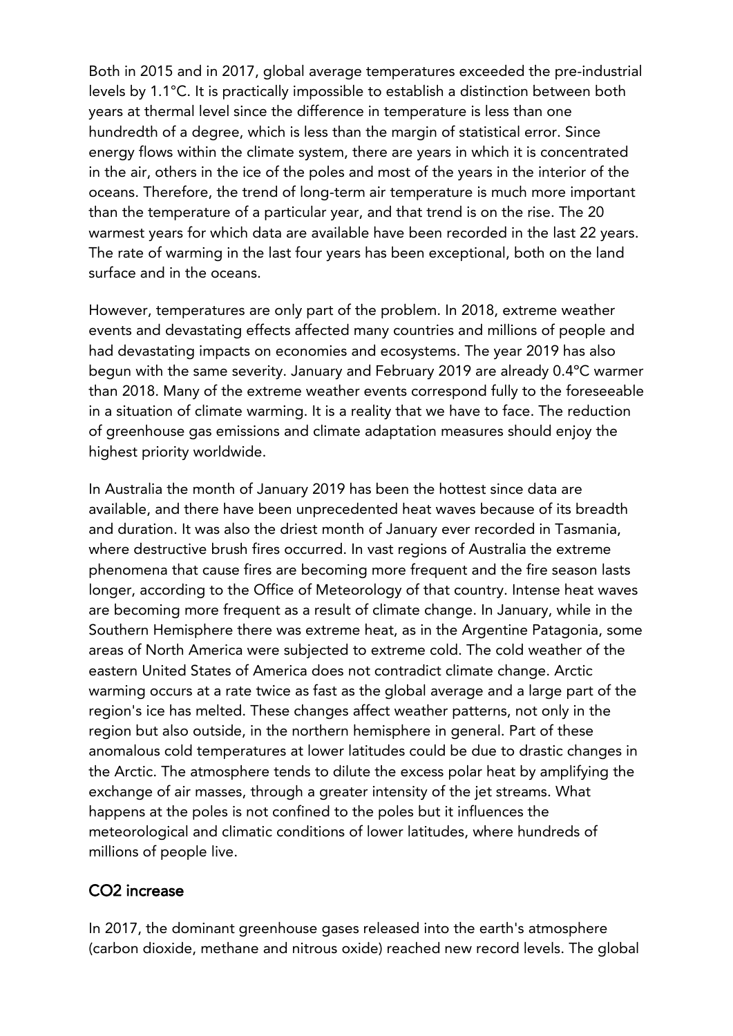Both in 2015 and in 2017, global average temperatures exceeded the pre-industrial levels by 1.1°C. It is practically impossible to establish a distinction between both years at thermal level since the difference in temperature is less than one hundredth of a degree, which is less than the margin of statistical error. Since energy flows within the climate system, there are years in which it is concentrated in the air, others in the ice of the poles and most of the years in the interior of the oceans. Therefore, the trend of long-term air temperature is much more important than the temperature of a particular year, and that trend is on the rise. The 20 warmest years for which data are available have been recorded in the last 22 years. The rate of warming in the last four years has been exceptional, both on the land surface and in the oceans.

However, temperatures are only part of the problem. In 2018, extreme weather events and devastating effects affected many countries and millions of people and had devastating impacts on economies and ecosystems. The year 2019 has also begun with the same severity. January and February 2019 are already 0.4°C warmer than 2018. Many of the extreme weather events correspond fully to the foreseeable in a situation of climate warming. It is a reality that we have to face. The reduction of greenhouse gas emissions and climate adaptation measures should enjoy the highest priority worldwide.

In Australia the month of January 2019 has been the hottest since data are available, and there have been unprecedented heat waves because of its breadth and duration. It was also the driest month of January ever recorded in Tasmania, where destructive brush fires occurred. In vast regions of Australia the extreme phenomena that cause fires are becoming more frequent and the fire season lasts longer, according to the Office of Meteorology of that country. Intense heat waves are becoming more frequent as a result of climate change. In January, while in the Southern Hemisphere there was extreme heat, as in the Argentine Patagonia, some areas of North America were subjected to extreme cold. The cold weather of the eastern United States of America does not contradict climate change. Arctic warming occurs at a rate twice as fast as the global average and a large part of the region's ice has melted. These changes affect weather patterns, not only in the region but also outside, in the northern hemisphere in general. Part of these anomalous cold temperatures at lower latitudes could be due to drastic changes in the Arctic. The atmosphere tends to dilute the excess polar heat by amplifying the exchange of air masses, through a greater intensity of the jet streams. What happens at the poles is not confined to the poles but it influences the meteorological and climatic conditions of lower latitudes, where hundreds of millions of people live.

## $CO_2$ increase

In 2017, the dominant greenhouse gases released into the earth's atmosphere (carbon dioxide, methane and nitrous oxide) reached new record levels. The global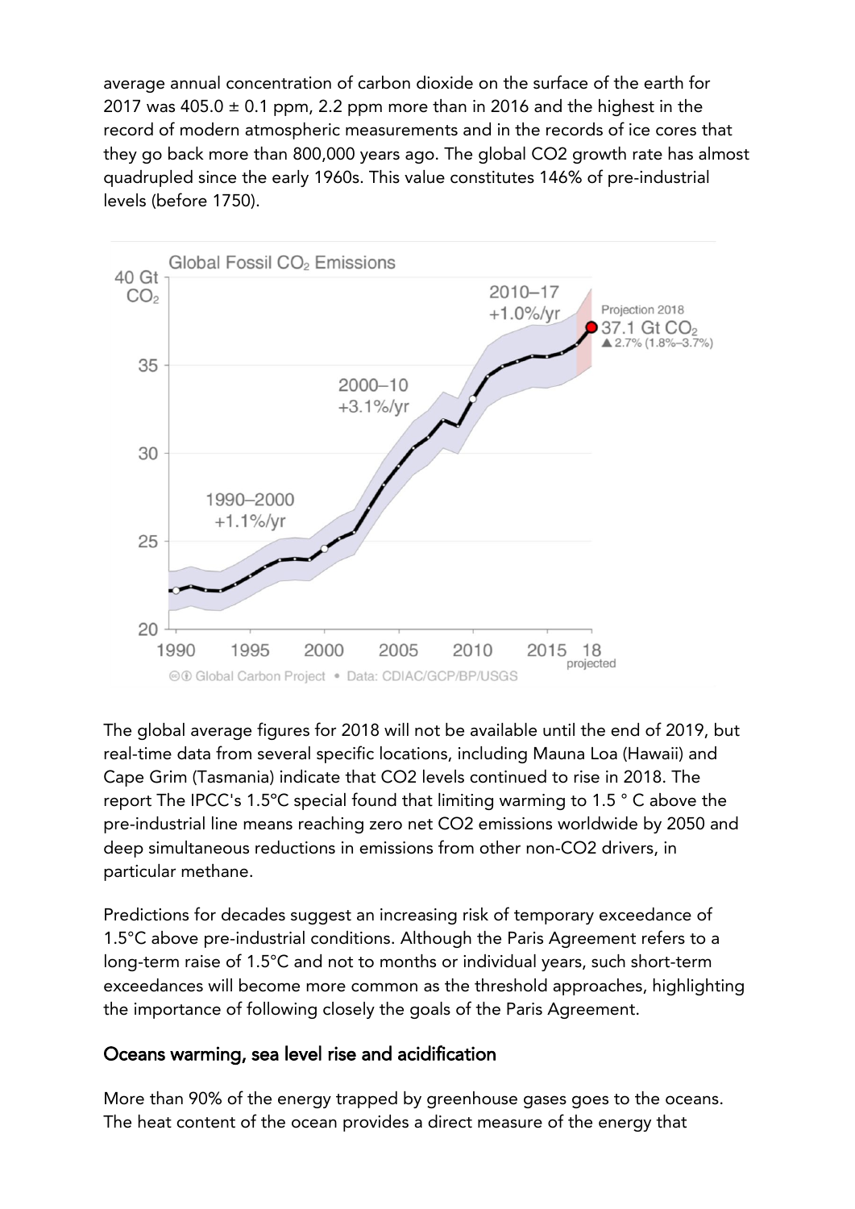average annual concentration of carbon dioxide on the surface of the earth for 2017 was 405.0 ± 0.1 ppm, 2.2 ppm more than in 2016 and the highest in the record of modern atmospheric measurements and in the records of ice cores that they go back more than 800,000 years ago. The global CO2 growth rate has almost quadrupled since the early 1960s. This value constitutes 146% of pre-industrial levels (before 1750).

Global Fossil $CO_2$ Emissions

40 Gt $CO_2$

35

30

25

20

1990 1995 2000 2005 2010 2015 18 projected

1990–2000 +1.1%/yr

2000–10 +3.1%/yr

2010–17 +1.0%/yr

Projection 2018
37.1 Gt $CO_2$
▲2.7% (1.8%–3.7%)

Global Carbon Project • Data: CDIAC/GCP/BP/USGS

The global average figures for 2018 will not be available until the end of 2019, but real-time data from several specific locations, including Mauna Loa (Hawaii) and Cape Grim (Tasmania) indicate that CO2 levels continued to rise in 2018. The report The IPCC's 1.5°C special found that limiting warming to 1.5 ° C above the pre-industrial line means reaching zero net CO2 emissions worldwide by 2050 and deep simultaneous reductions in emissions from other non-CO2 drivers, in particular methane.

Predictions for decades suggest an increasing risk of temporary exceedance of 1.5°C above pre-industrial conditions. Although the Paris Agreement refers to a long-term raise of 1.5°C and not to months or individual years, such short-term exceedances will become more common as the threshold approaches, highlighting the importance of following closely the goals of the Paris Agreement.

## Oceans warming, sea level rise and acidification

More than 90% of the energy trapped by greenhouse gases goes to the oceans. The heat content of the ocean provides a direct measure of the energy that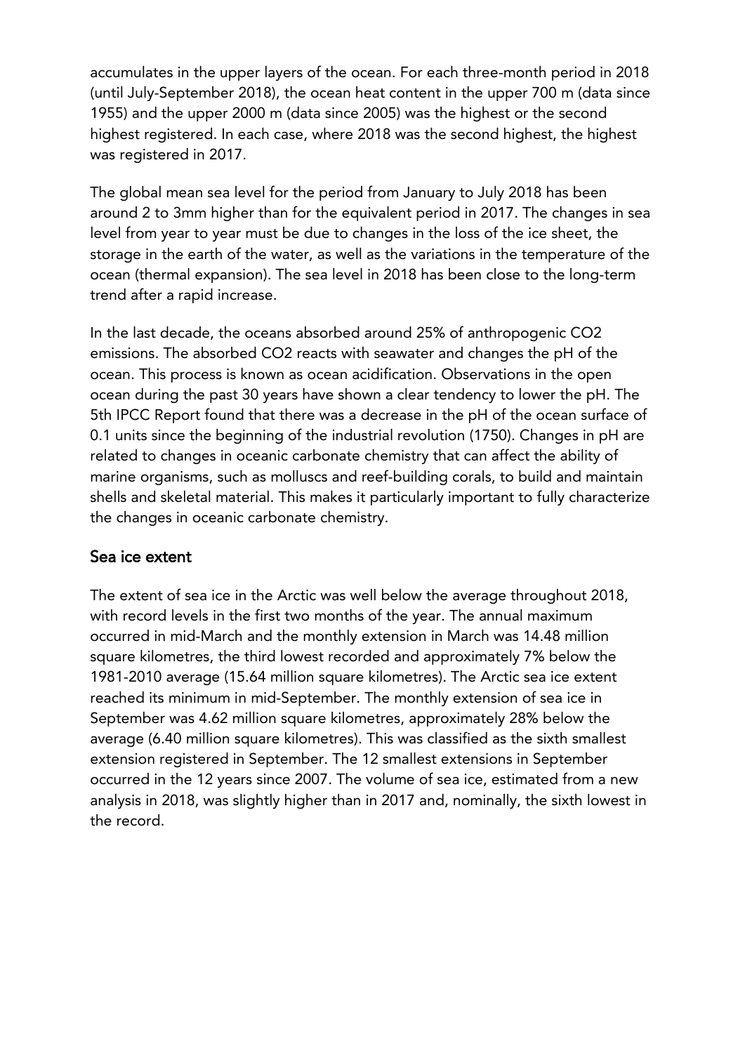accumulates in the upper layers of the ocean. For each three-month period in 2018 (until July-September 2018), the ocean heat content in the upper 700 m (data since 1955) and the upper 2000 m (data since 2005) was the highest or the second highest registered. In each case, where 2018 was the second highest, the highest was registered in 2017.

The global mean sea level for the period from January to July 2018 has been around 2 to 3mm higher than for the equivalent period in 2017. The changes in sea level from year to year must be due to changes in the loss of the ice sheet, the storage in the earth of the water, as well as the variations in the temperature of the ocean (thermal expansion). The sea level in 2018 has been close to the long-term trend after a rapid increase.

In the last decade, the oceans absorbed around 25% of anthropogenic $CO_2$ emissions. The absorbed $CO_2$ reacts with seawater and changes the pH of the ocean. This process is known as ocean acidification. Observations in the open ocean during the past 30 years have shown a clear tendency to lower the pH. The 5th IPCC Report found that there was a decrease in the pH of the ocean surface of 0.1 units since the beginning of the industrial revolution (1750). Changes in pH are related to changes in oceanic carbonate chemistry that can affect the ability of marine organisms, such as molluscs and reef-building corals, to build and maintain shells and skeletal material. This makes it particularly important to fully characterize the changes in oceanic carbonate chemistry.

## Sea ice extent

The extent of sea ice in the Arctic was well below the average throughout 2018, with record levels in the first two months of the year. The annual maximum occurred in mid-March and the monthly extension in March was 14.48 million square kilometres, the third lowest recorded and approximately 7% below the 1981-2010 average (15.64 million square kilometres). The Arctic sea ice extent reached its minimum in mid-September. The monthly extension of sea ice in September was 4.62 million square kilometres, approximately 28% below the average (6.40 million square kilometres). This was classified as the sixth smallest extension registered in September. The 12 smallest extensions in September occurred in the 12 years since 2007. The volume of sea ice, estimated from a new analysis in 2018, was slightly higher than in 2017 and, nominally, the sixth lowest in the record.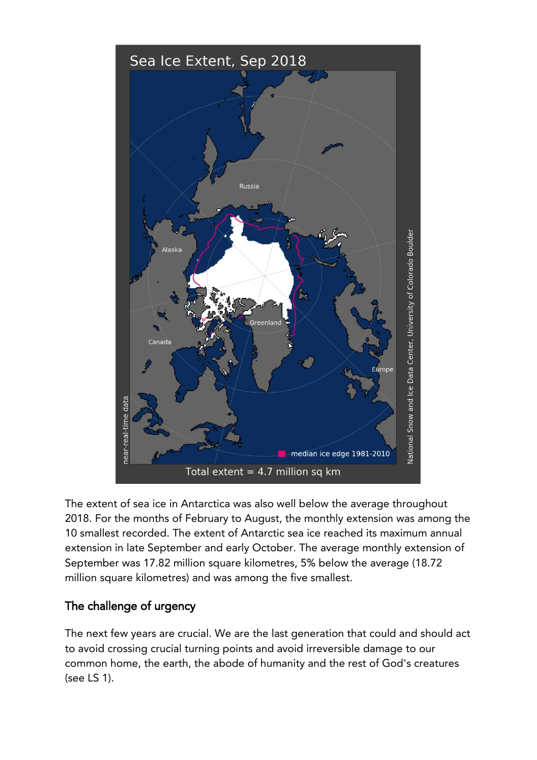Sea Ice Extent, Sep 2018

Russia

Alaska

Greenland

Canada

Europe

median ice edge 1981-2010

near-real-time data

National Snow and Ice Data Center, University of Colorado Boulder

Total extent = 4.7 million sq km

The extent of sea ice in Antarctica was also well below the average throughout 2018. For the months of February to August, the monthly extension was among the 10 smallest recorded. The extent of Antarctic sea ice reached its maximum annual extension in late September and early October. The average monthly extension of September was 17.82 million square kilometres, 5% below the average (18.72 million square kilometres) and was among the five smallest.

## The challenge of urgency

The next few years are crucial. We are the last generation that could and should act to avoid crossing crucial turning points and avoid irreversible damage to our common home, the earth, the abode of humanity and the rest of God's creatures (see LS 1).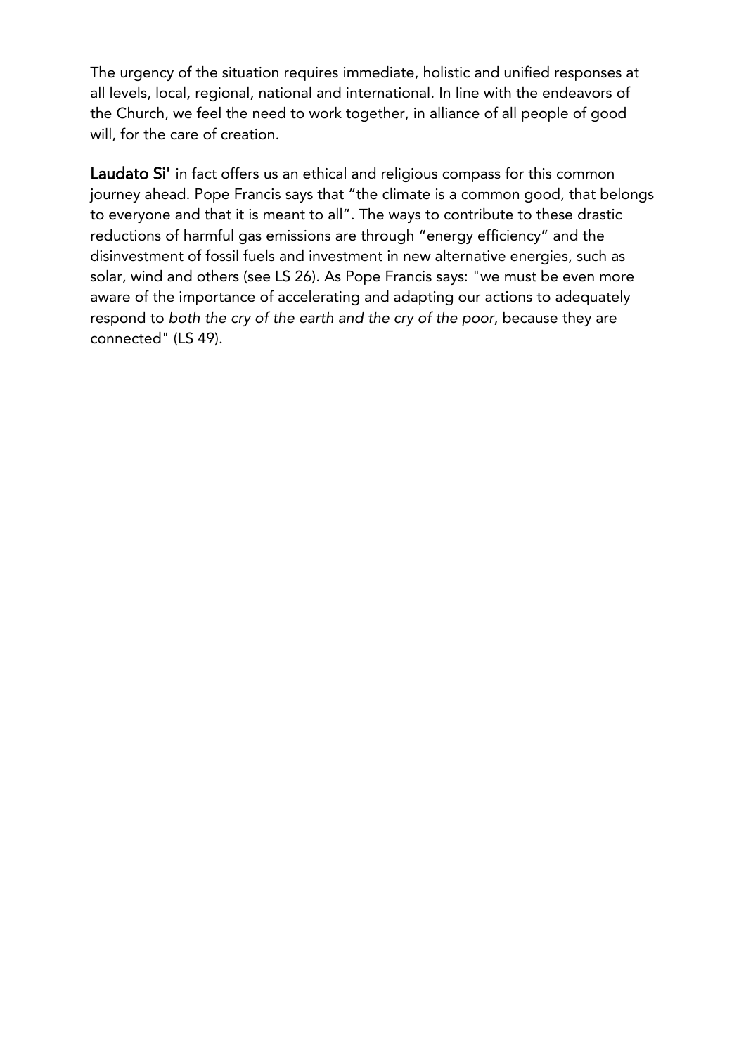The urgency of the situation requires immediate, holistic and unified responses at all levels, local, regional, national and international. In line with the endeavors of the Church, we feel the need to work together, in alliance of all people of good will, for the care of creation.

**Laudato Si'** in fact offers us an ethical and religious compass for this common journey ahead. Pope Francis says that "the climate is a common good, that belongs to everyone and that it is meant to all". The ways to contribute to these drastic reductions of harmful gas emissions are through "energy efficiency" and the disinvestment of fossil fuels and investment in new alternative energies, such as solar, wind and others (see LS 26). As Pope Francis says: "we must be even more aware of the importance of accelerating and adapting our actions to adequately respond to *both the cry of the earth and the cry of the poor*, because they are connected" (LS 49).